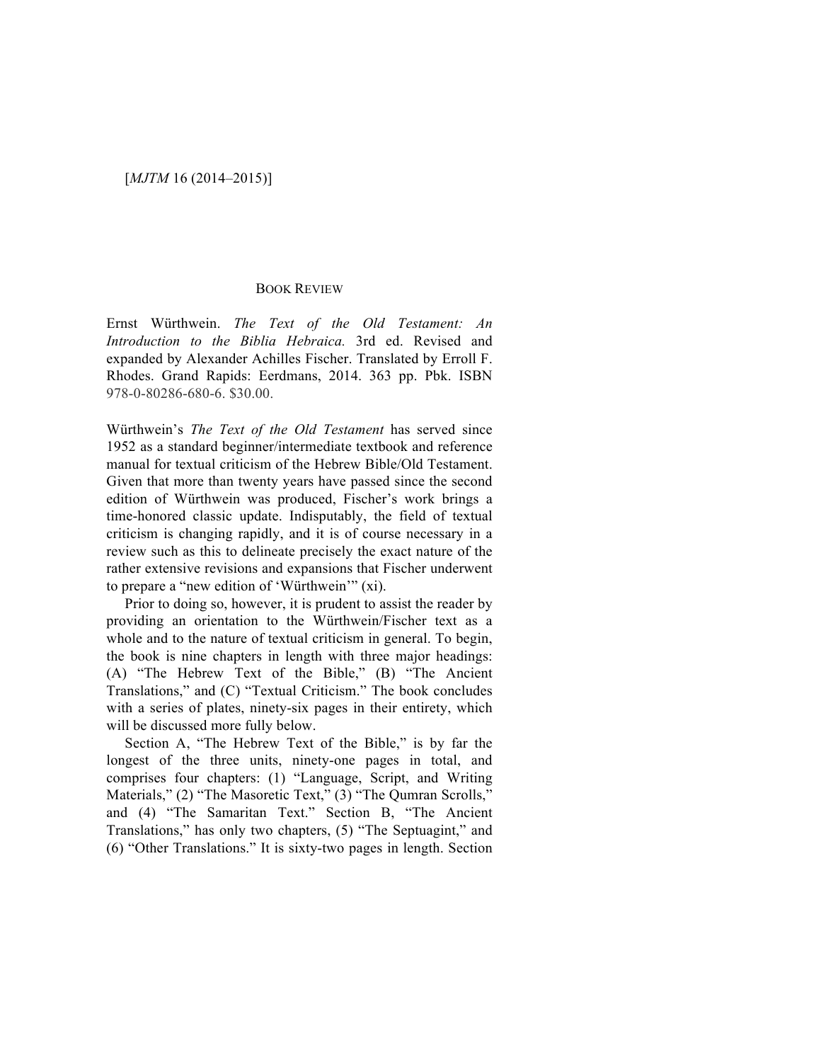BOOK REVIEW

Ernst Würthwein. *The Text of the Old Testament: An Introduction to the Biblia Hebraica.* 3rd ed. Revised and expanded by Alexander Achilles Fischer. Translated by Erroll F. Rhodes. Grand Rapids: Eerdmans, 2014. 363 pp. Pbk. ISBN 978-0-80286-680-6. $30.00.

Würthwein's *The Text of the Old Testament* has served since 1952 as a standard beginner/intermediate textbook and reference manual for textual criticism of the Hebrew Bible/Old Testament. Given that more than twenty years have passed since the second edition of Würthwein was produced, Fischer's work brings a time-honored classic update. Indisputably, the field of textual criticism is changing rapidly, and it is of course necessary in a review such as this to delineate precisely the exact nature of the rather extensive revisions and expansions that Fischer underwent to prepare a "new edition of 'Würthwein'" (xi).

Prior to doing so, however, it is prudent to assist the reader by providing an orientation to the Würthwein/Fischer text as a whole and to the nature of textual criticism in general. To begin, the book is nine chapters in length with three major headings: (A) "The Hebrew Text of the Bible," (B) "The Ancient Translations," and (C) "Textual Criticism." The book concludes with a series of plates, ninety-six pages in their entirety, which will be discussed more fully below.

Section A, "The Hebrew Text of the Bible," is by far the longest of the three units, ninety-one pages in total, and comprises four chapters: (1) "Language, Script, and Writing Materials," (2) "The Masoretic Text," (3) "The Qumran Scrolls," and (4) "The Samaritan Text." Section B, "The Ancient Translations," has only two chapters, (5) "The Septuagint," and (6) "Other Translations." It is sixty-two pages in length. Section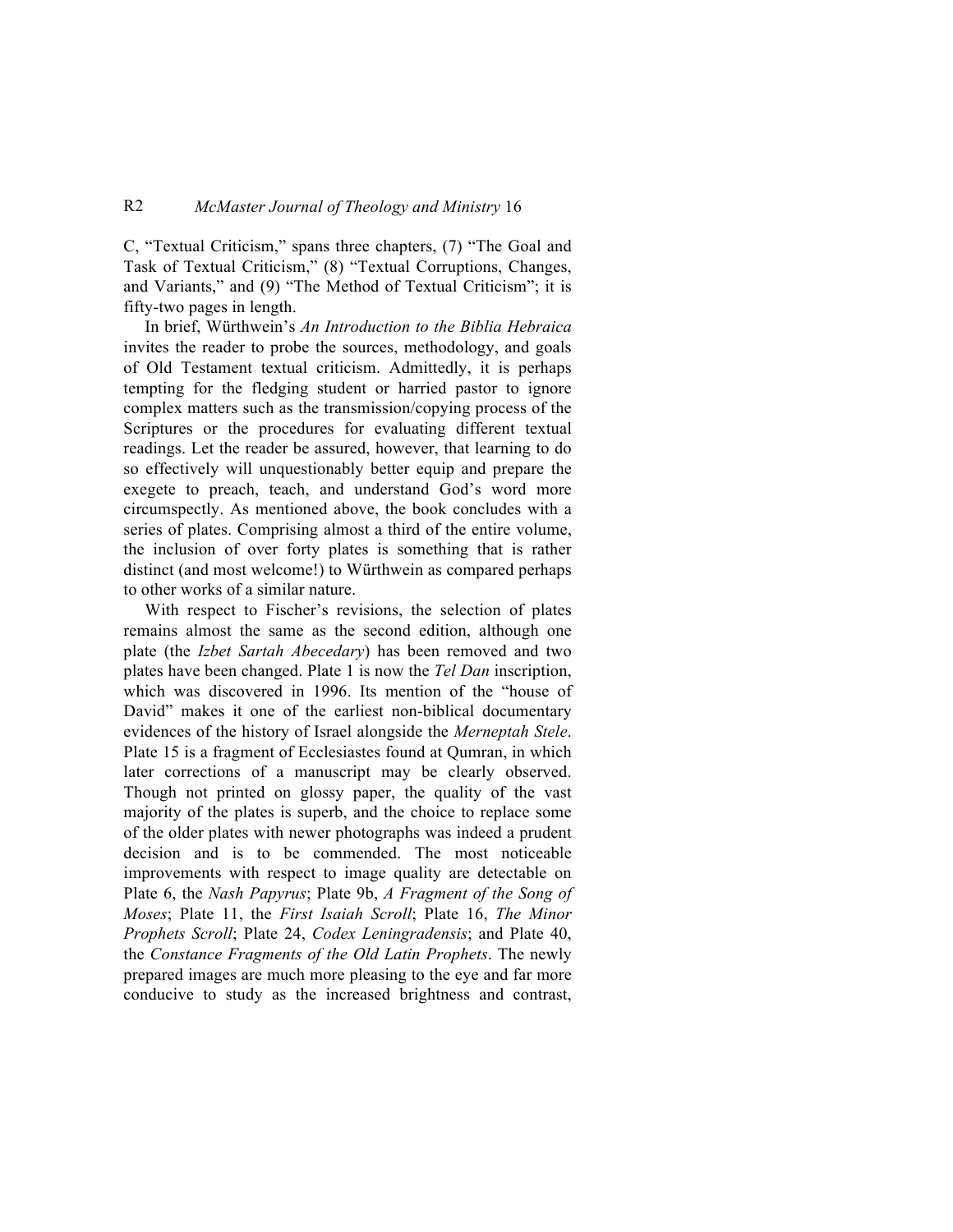C, "Textual Criticism," spans three chapters, (7) "The Goal and Task of Textual Criticism," (8) "Textual Corruptions, Changes, and Variants," and (9) "The Method of Textual Criticism"; it is fifty-two pages in length.

In brief, Würthwein's *An Introduction to the Biblia Hebraica* invites the reader to probe the sources, methodology, and goals of Old Testament textual criticism. Admittedly, it is perhaps tempting for the fledging student or harried pastor to ignore complex matters such as the transmission/copying process of the Scriptures or the procedures for evaluating different textual readings. Let the reader be assured, however, that learning to do so effectively will unquestionably better equip and prepare the exegete to preach, teach, and understand God's word more circumspectly. As mentioned above, the book concludes with a series of plates. Comprising almost a third of the entire volume, the inclusion of over forty plates is something that is rather distinct (and most welcome!) to Würthwein as compared perhaps to other works of a similar nature.

With respect to Fischer's revisions, the selection of plates remains almost the same as the second edition, although one plate (the *Izbet Sartah Abecedary*) has been removed and two plates have been changed. Plate 1 is now the *Tel Dan* inscription, which was discovered in 1996. Its mention of the "house of David" makes it one of the earliest non-biblical documentary evidences of the history of Israel alongside the *Merneptah Stele*. Plate 15 is a fragment of Ecclesiastes found at Qumran, in which later corrections of a manuscript may be clearly observed. Though not printed on glossy paper, the quality of the vast majority of the plates is superb, and the choice to replace some of the older plates with newer photographs was indeed a prudent decision and is to be commended. The most noticeable improvements with respect to image quality are detectable on Plate 6, the *Nash Papyrus*; Plate 9b, *A Fragment of the Song of Moses*; Plate 11, the *First Isaiah Scroll*; Plate 16, *The Minor Prophets Scroll*; Plate 24, *Codex Leningradensis*; and Plate 40, the *Constance Fragments of the Old Latin Prophets*. The newly prepared images are much more pleasing to the eye and far more conducive to study as the increased brightness and contrast,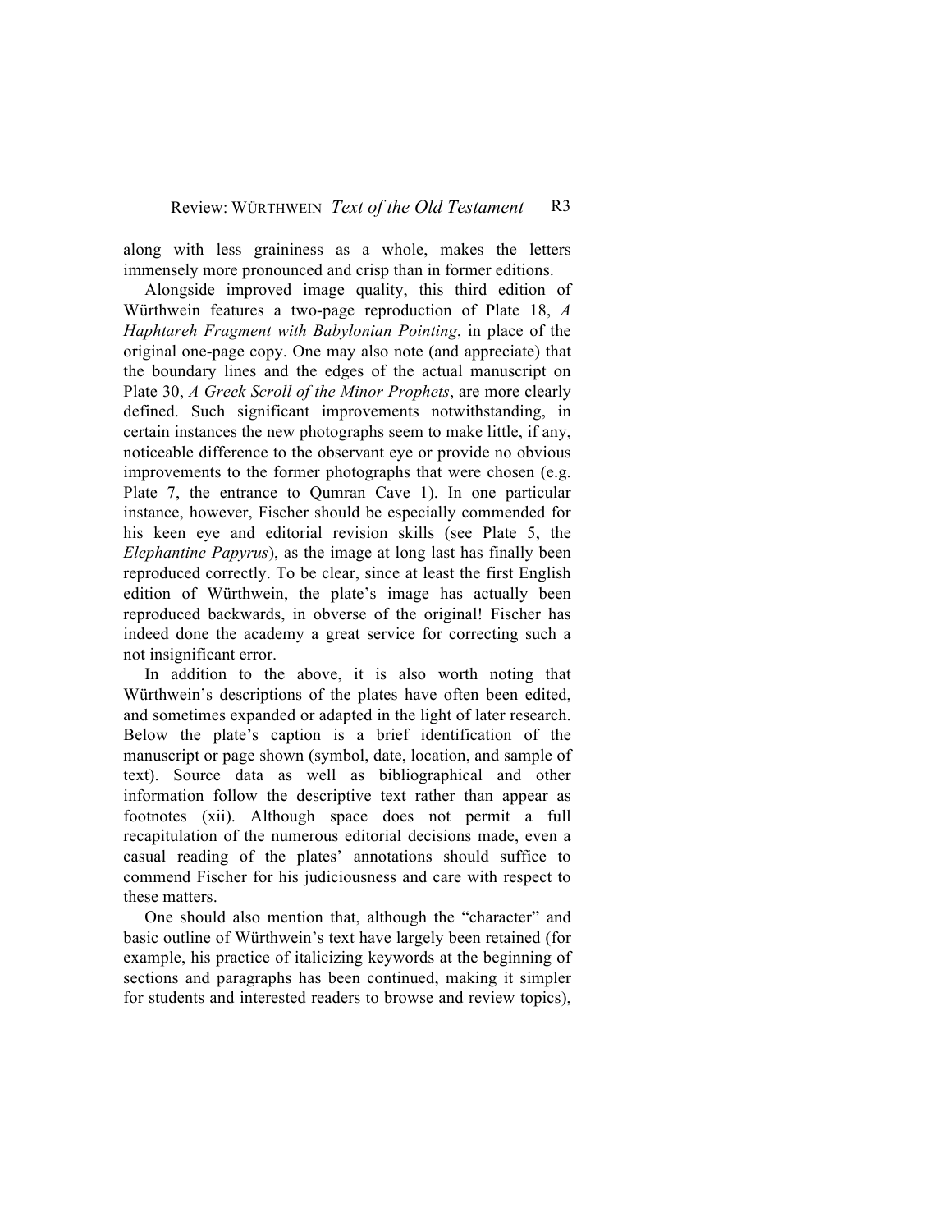along with less graininess as a whole, makes the letters immensely more pronounced and crisp than in former editions.

Alongside improved image quality, this third edition of Würthwein features a two-page reproduction of Plate 18, *A Haphtareh Fragment with Babylonian Pointing*, in place of the original one-page copy. One may also note (and appreciate) that the boundary lines and the edges of the actual manuscript on Plate 30, *A Greek Scroll of the Minor Prophets*, are more clearly defined. Such significant improvements notwithstanding, in certain instances the new photographs seem to make little, if any, noticeable difference to the observant eye or provide no obvious improvements to the former photographs that were chosen (e.g. Plate 7, the entrance to Qumran Cave 1). In one particular instance, however, Fischer should be especially commended for his keen eye and editorial revision skills (see Plate 5, the *Elephantine Papyrus*), as the image at long last has finally been reproduced correctly. To be clear, since at least the first English edition of Würthwein, the plate's image has actually been reproduced backwards, in obverse of the original! Fischer has indeed done the academy a great service for correcting such a not insignificant error.

In addition to the above, it is also worth noting that Würthwein's descriptions of the plates have often been edited, and sometimes expanded or adapted in the light of later research. Below the plate's caption is a brief identification of the manuscript or page shown (symbol, date, location, and sample of text). Source data as well as bibliographical and other information follow the descriptive text rather than appear as footnotes (xii). Although space does not permit a full recapitulation of the numerous editorial decisions made, even a casual reading of the plates' annotations should suffice to commend Fischer for his judiciousness and care with respect to these matters.

One should also mention that, although the "character" and basic outline of Würthwein's text have largely been retained (for example, his practice of italicizing keywords at the beginning of sections and paragraphs has been continued, making it simpler for students and interested readers to browse and review topics),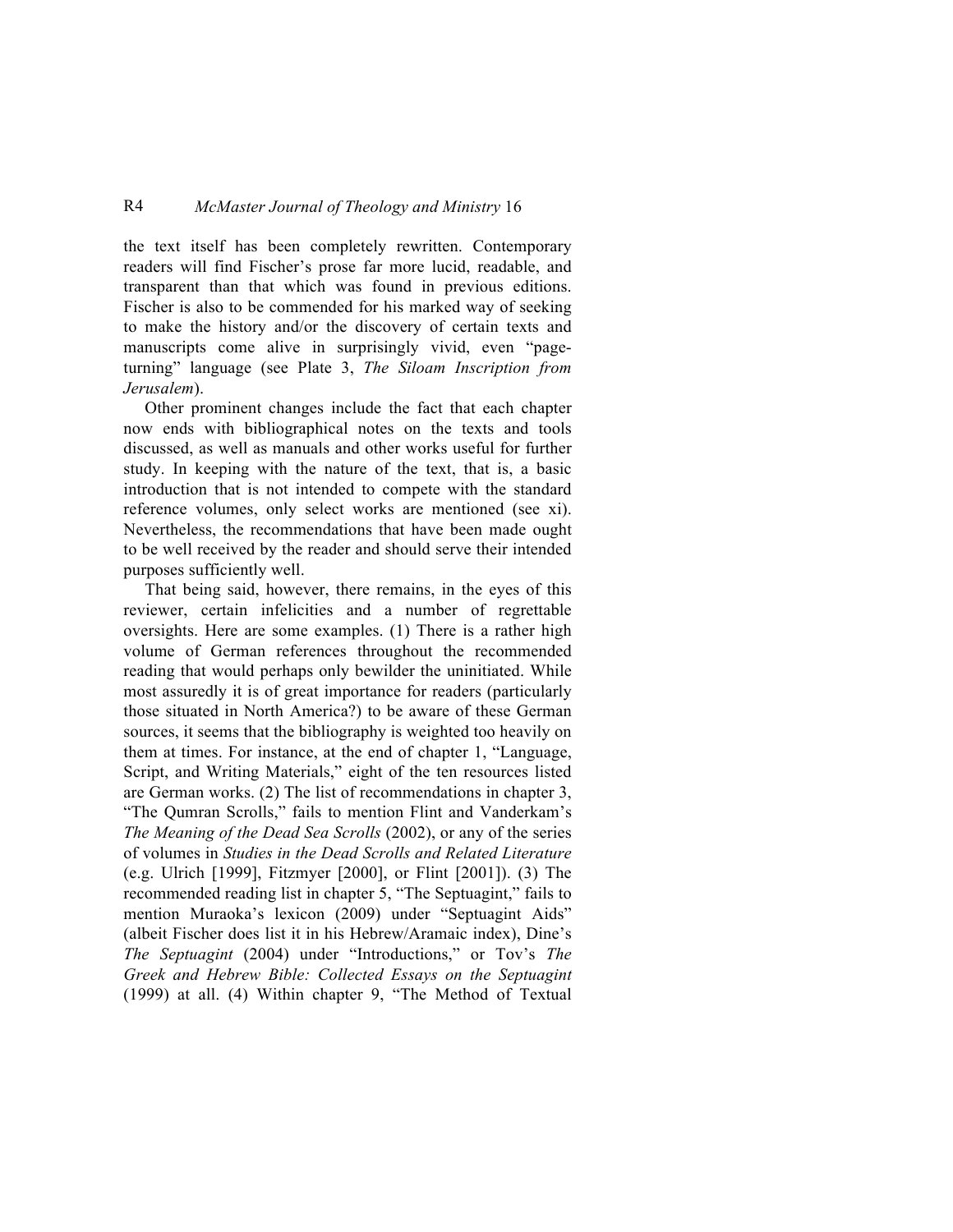the text itself has been completely rewritten. Contemporary readers will find Fischer's prose far more lucid, readable, and transparent than that which was found in previous editions. Fischer is also to be commended for his marked way of seeking to make the history and/or the discovery of certain texts and manuscripts come alive in surprisingly vivid, even "page-turning" language (see Plate 3, *The Siloam Inscription from Jerusalem*).

Other prominent changes include the fact that each chapter now ends with bibliographical notes on the texts and tools discussed, as well as manuals and other works useful for further study. In keeping with the nature of the text, that is, a basic introduction that is not intended to compete with the standard reference volumes, only select works are mentioned (see xi). Nevertheless, the recommendations that have been made ought to be well received by the reader and should serve their intended purposes sufficiently well.

That being said, however, there remains, in the eyes of this reviewer, certain infelicities and a number of regrettable oversights. Here are some examples. (1) There is a rather high volume of German references throughout the recommended reading that would perhaps only bewilder the uninitiated. While most assuredly it is of great importance for readers (particularly those situated in North America?) to be aware of these German sources, it seems that the bibliography is weighted too heavily on them at times. For instance, at the end of chapter 1, "Language, Script, and Writing Materials," eight of the ten resources listed are German works. (2) The list of recommendations in chapter 3, "The Qumran Scrolls," fails to mention Flint and Vanderkam's *The Meaning of the Dead Sea Scrolls* (2002), or any of the series of volumes in *Studies in the Dead Scrolls and Related Literature* (e.g. Ulrich [1999], Fitzmyer [2000], or Flint [2001]). (3) The recommended reading list in chapter 5, "The Septuagint," fails to mention Muraoka's lexicon (2009) under "Septuagint Aids" (albeit Fischer does list it in his Hebrew/Aramaic index), Dine's *The Septuagint* (2004) under "Introductions," or Tov's *The Greek and Hebrew Bible: Collected Essays on the Septuagint* (1999) at all. (4) Within chapter 9, "The Method of Textual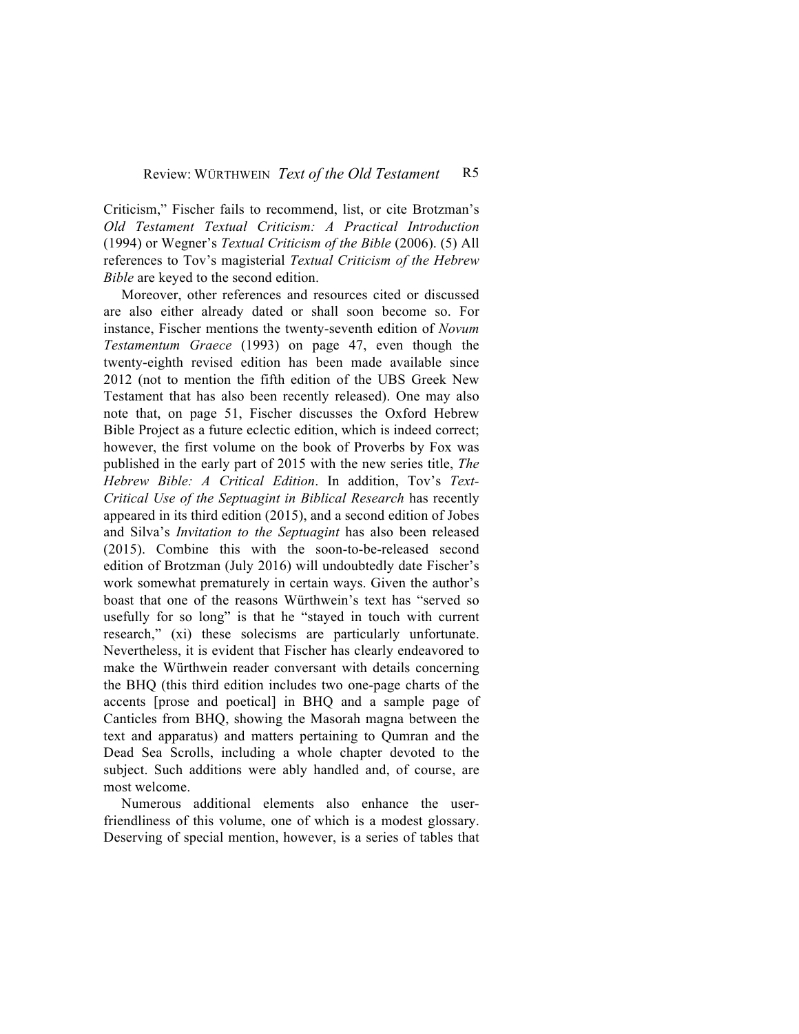Criticism," Fischer fails to recommend, list, or cite Brotzman's *Old Testament Textual Criticism: A Practical Introduction* (1994) or Wegner's *Textual Criticism of the Bible* (2006). (5) All references to Tov's magisterial *Textual Criticism of the Hebrew Bible* are keyed to the second edition.

Moreover, other references and resources cited or discussed are also either already dated or shall soon become so. For instance, Fischer mentions the twenty-seventh edition of *Novum Testamentum Graece* (1993) on page 47, even though the twenty-eighth revised edition has been made available since 2012 (not to mention the fifth edition of the UBS Greek New Testament that has also been recently released). One may also note that, on page 51, Fischer discusses the Oxford Hebrew Bible Project as a future eclectic edition, which is indeed correct; however, the first volume on the book of Proverbs by Fox was published in the early part of 2015 with the new series title, *The Hebrew Bible: A Critical Edition*. In addition, Tov's *Text-Critical Use of the Septuagint in Biblical Research* has recently appeared in its third edition (2015), and a second edition of Jobes and Silva's *Invitation to the Septuagint* has also been released (2015). Combine this with the soon-to-be-released second edition of Brotzman (July 2016) will undoubtedly date Fischer's work somewhat prematurely in certain ways. Given the author's boast that one of the reasons Würthwein's text has "served so usefully for so long" is that he "stayed in touch with current research," (xi) these solecisms are particularly unfortunate. Nevertheless, it is evident that Fischer has clearly endeavored to make the Würthwein reader conversant with details concerning the BHQ (this third edition includes two one-page charts of the accents [prose and poetical] in BHQ and a sample page of Canticles from BHQ, showing the Masorah magna between the text and apparatus) and matters pertaining to Qumran and the Dead Sea Scrolls, including a whole chapter devoted to the subject. Such additions were ably handled and, of course, are most welcome.

Numerous additional elements also enhance the user-friendliness of this volume, one of which is a modest glossary. Deserving of special mention, however, is a series of tables that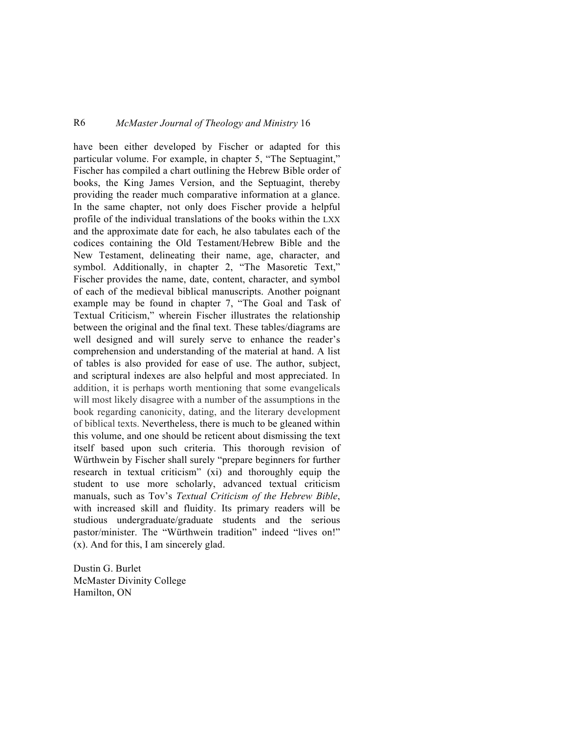have been either developed by Fischer or adapted for this particular volume. For example, in chapter 5, "The Septuagint," Fischer has compiled a chart outlining the Hebrew Bible order of books, the King James Version, and the Septuagint, thereby providing the reader much comparative information at a glance. In the same chapter, not only does Fischer provide a helpful profile of the individual translations of the books within the LXX and the approximate date for each, he also tabulates each of the codices containing the Old Testament/Hebrew Bible and the New Testament, delineating their name, age, character, and symbol. Additionally, in chapter 2, "The Masoretic Text," Fischer provides the name, date, content, character, and symbol of each of the medieval biblical manuscripts. Another poignant example may be found in chapter 7, "The Goal and Task of Textual Criticism," wherein Fischer illustrates the relationship between the original and the final text. These tables/diagrams are well designed and will surely serve to enhance the reader's comprehension and understanding of the material at hand. A list of tables is also provided for ease of use. The author, subject, and scriptural indexes are also helpful and most appreciated. In addition, it is perhaps worth mentioning that some evangelicals will most likely disagree with a number of the assumptions in the book regarding canonicity, dating, and the literary development of biblical texts. Nevertheless, there is much to be gleaned within this volume, and one should be reticent about dismissing the text itself based upon such criteria. This thorough revision of Würthwein by Fischer shall surely "prepare beginners for further research in textual criticism" (xi) and thoroughly equip the student to use more scholarly, advanced textual criticism manuals, such as Tov's *Textual Criticism of the Hebrew Bible*, with increased skill and fluidity. Its primary readers will be studious undergraduate/graduate students and the serious pastor/minister. The "Würthwein tradition" indeed "lives on!" (x). And for this, I am sincerely glad.

Dustin G. Burlet
McMaster Divinity College
Hamilton, ON